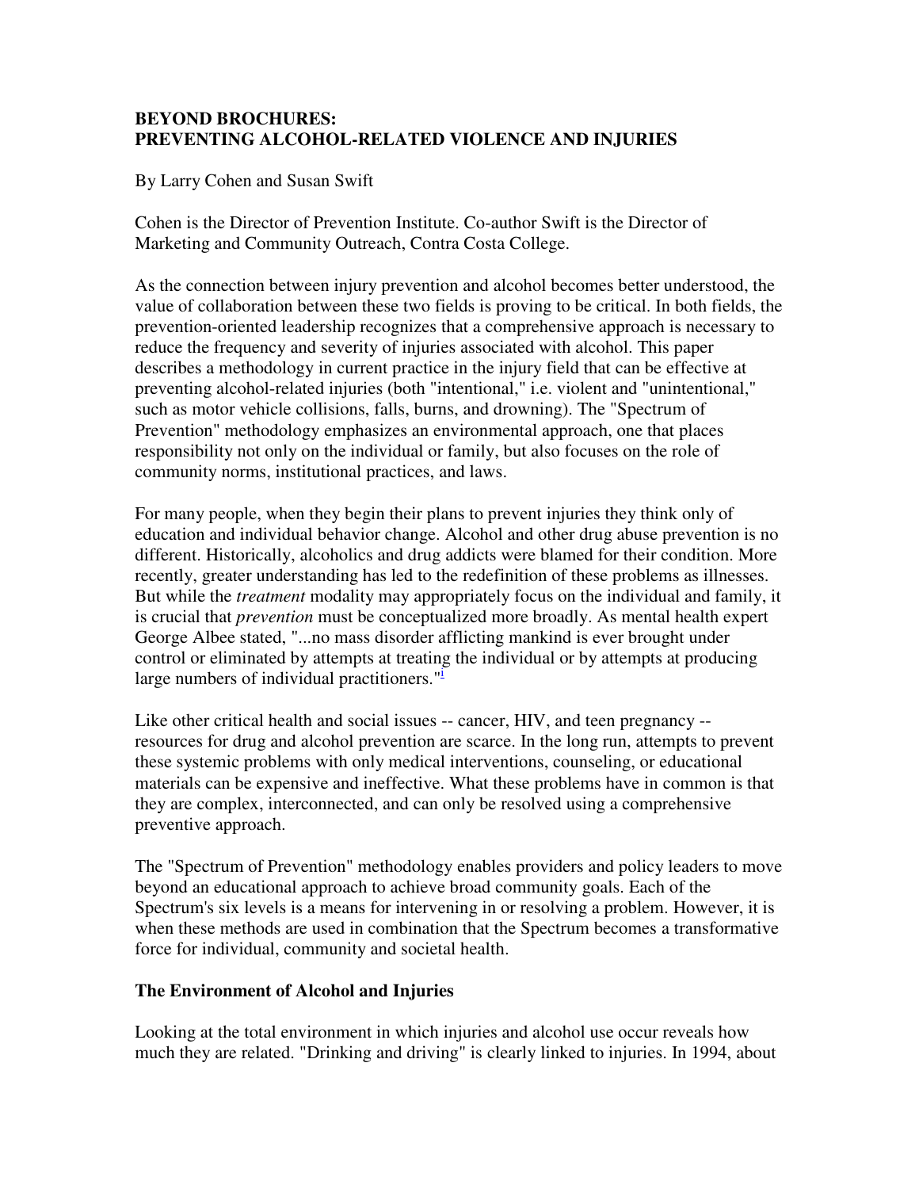# BEYOND BROCHURES: PREVENTING ALCOHOL-RELATED VIOLENCE AND INJURIES

By Larry Cohen and Susan Swift

Cohen is the Director of Prevention Institute. Co-author Swift is the Director of Marketing and Community Outreach, Contra Costa College.

As the connection between injury prevention and alcohol becomes better understood, the value of collaboration between these two fields is proving to be critical. In both fields, the prevention-oriented leadership recognizes that a comprehensive approach is necessary to reduce the frequency and severity of injuries associated with alcohol. This paper describes a methodology in current practice in the injury field that can be effective at preventing alcohol-related injuries (both "intentional," i.e. violent and "unintentional," such as motor vehicle collisions, falls, burns, and drowning). The "Spectrum of Prevention" methodology emphasizes an environmental approach, one that places responsibility not only on the individual or family, but also focuses on the role of community norms, institutional practices, and laws.

For many people, when they begin their plans to prevent injuries they think only of education and individual behavior change. Alcohol and other drug abuse prevention is no different. Historically, alcoholics and drug addicts were blamed for their condition. More recently, greater understanding has led to the redefinition of these problems as illnesses. But while the *treatment* modality may appropriately focus on the individual and family, it is crucial that *prevention* must be conceptualized more broadly. As mental health expert George Albee stated, "...no mass disorder afflicting mankind is ever brought under control or eliminated by attempts at treating the individual or by attempts at producing large numbers of individual practitioners."[i]

Like other critical health and social issues -- cancer, HIV, and teen pregnancy -- resources for drug and alcohol prevention are scarce. In the long run, attempts to prevent these systemic problems with only medical interventions, counseling, or educational materials can be expensive and ineffective. What these problems have in common is that they are complex, interconnected, and can only be resolved using a comprehensive preventive approach.

The "Spectrum of Prevention" methodology enables providers and policy leaders to move beyond an educational approach to achieve broad community goals. Each of the Spectrum's six levels is a means for intervening in or resolving a problem. However, it is when these methods are used in combination that the Spectrum becomes a transformative force for individual, community and societal health.

## The Environment of Alcohol and Injuries

Looking at the total environment in which injuries and alcohol use occur reveals how much they are related. "Drinking and driving" is clearly linked to injuries. In 1994, about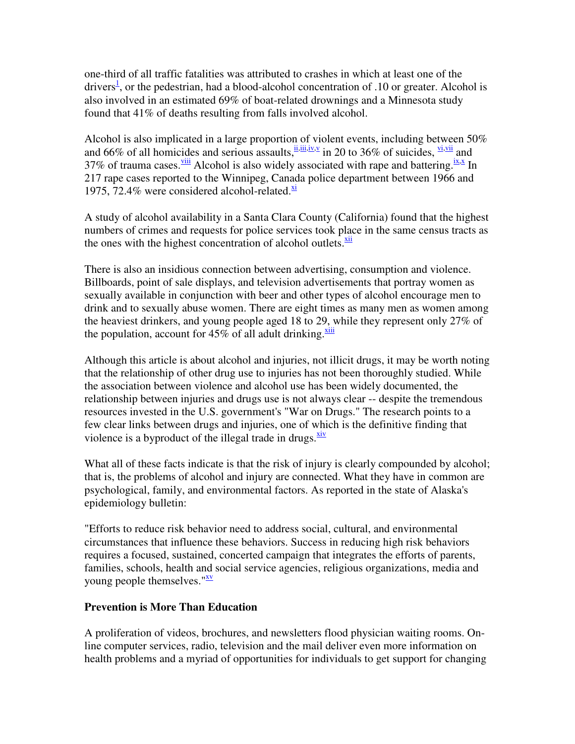one-third of all traffic fatalities was attributed to crashes in which at least one of the drivers[1], or the pedestrian, had a blood-alcohol concentration of .10 or greater. Alcohol is also involved in an estimated 69% of boat-related drownings and a Minnesota study found that 41% of deaths resulting from falls involved alcohol.

Alcohol is also implicated in a large proportion of violent events, including between 50% and 66% of all homicides and serious assaults,[ii,iii,iv,v] in 20 to 36% of suicides, [vi,vii] and 37% of trauma cases.[viii] Alcohol is also widely associated with rape and battering.[ix,x] In 217 rape cases reported to the Winnipeg, Canada police department between 1966 and 1975, 72.4% were considered alcohol-related.[xi]

A study of alcohol availability in a Santa Clara County (California) found that the highest numbers of crimes and requests for police services took place in the same census tracts as the ones with the highest concentration of alcohol outlets.[xii]

There is also an insidious connection between advertising, consumption and violence. Billboards, point of sale displays, and television advertisements that portray women as sexually available in conjunction with beer and other types of alcohol encourage men to drink and to sexually abuse women. There are eight times as many men as women among the heaviest drinkers, and young people aged 18 to 29, while they represent only 27% of the population, account for 45% of all adult drinking.[xiii]

Although this article is about alcohol and injuries, not illicit drugs, it may be worth noting that the relationship of other drug use to injuries has not been thoroughly studied. While the association between violence and alcohol use has been widely documented, the relationship between injuries and drugs use is not always clear -- despite the tremendous resources invested in the U.S. government's "War on Drugs." The research points to a few clear links between drugs and injuries, one of which is the definitive finding that violence is a byproduct of the illegal trade in drugs.[xiv]

What all of these facts indicate is that the risk of injury is clearly compounded by alcohol; that is, the problems of alcohol and injury are connected. What they have in common are psychological, family, and environmental factors. As reported in the state of Alaska's epidemiology bulletin:

"Efforts to reduce risk behavior need to address social, cultural, and environmental circumstances that influence these behaviors. Success in reducing high risk behaviors requires a focused, sustained, concerted campaign that integrates the efforts of parents, families, schools, health and social service agencies, religious organizations, media and young people themselves."[xv]

**Prevention is More Than Education**

A proliferation of videos, brochures, and newsletters flood physician waiting rooms. On-line computer services, radio, television and the mail deliver even more information on health problems and a myriad of opportunities for individuals to get support for changing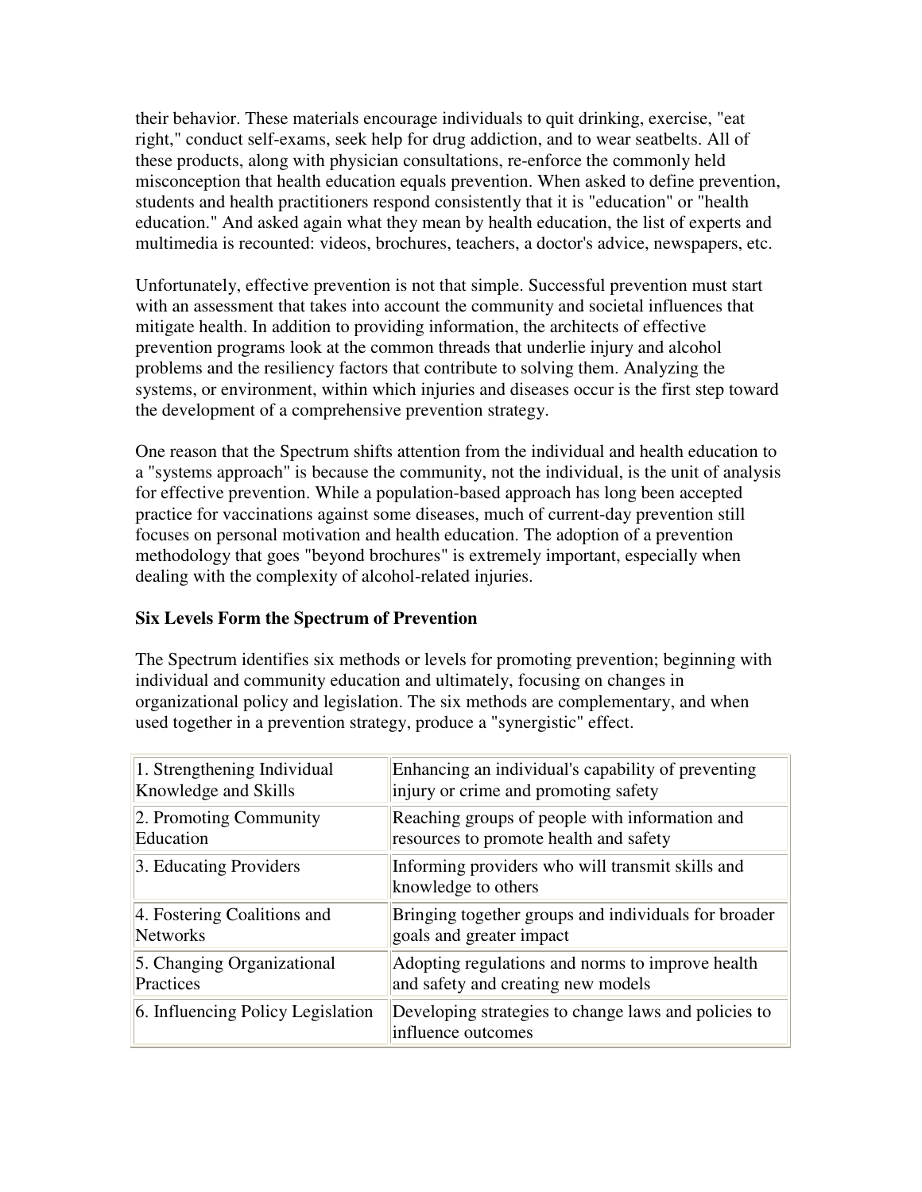their behavior. These materials encourage individuals to quit drinking, exercise, "eat right," conduct self-exams, seek help for drug addiction, and to wear seatbelts. All of these products, along with physician consultations, re-enforce the commonly held misconception that health education equals prevention. When asked to define prevention, students and health practitioners respond consistently that it is "education" or "health education." And asked again what they mean by health education, the list of experts and multimedia is recounted: videos, brochures, teachers, a doctor's advice, newspapers, etc.

Unfortunately, effective prevention is not that simple. Successful prevention must start with an assessment that takes into account the community and societal influences that mitigate health. In addition to providing information, the architects of effective prevention programs look at the common threads that underlie injury and alcohol problems and the resiliency factors that contribute to solving them. Analyzing the systems, or environment, within which injuries and diseases occur is the first step toward the development of a comprehensive prevention strategy.

One reason that the Spectrum shifts attention from the individual and health education to a "systems approach" is because the community, not the individual, is the unit of analysis for effective prevention. While a population-based approach has long been accepted practice for vaccinations against some diseases, much of current-day prevention still focuses on personal motivation and health education. The adoption of a prevention methodology that goes "beyond brochures" is extremely important, especially when dealing with the complexity of alcohol-related injuries.

**Six Levels Form the Spectrum of Prevention**

The Spectrum identifies six methods or levels for promoting prevention; beginning with individual and community education and ultimately, focusing on changes in organizational policy and legislation. The six methods are complementary, and when used together in a prevention strategy, produce a "synergistic" effect.

| | |
|---|---|
| 1. Strengthening Individual Knowledge and Skills | Enhancing an individual's capability of preventing injury or crime and promoting safety |
| 2. Promoting Community Education | Reaching groups of people with information and resources to promote health and safety |
| 3. Educating Providers | Informing providers who will transmit skills and knowledge to others |
| 4. Fostering Coalitions and Networks | Bringing together groups and individuals for broader goals and greater impact |
| 5. Changing Organizational Practices | Adopting regulations and norms to improve health and safety and creating new models |
| 6. Influencing Policy Legislation | Developing strategies to change laws and policies to influence outcomes |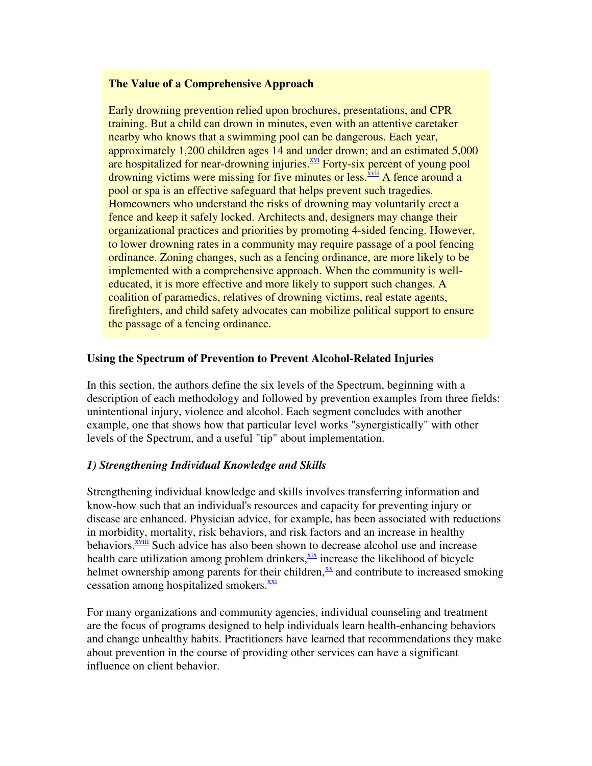**The Value of a Comprehensive Approach**

Early drowning prevention relied upon brochures, presentations, and CPR training. But a child can drown in minutes, even with an attentive caretaker nearby who knows that a swimming pool can be dangerous. Each year, approximately 1,200 children ages 14 and under drown; and an estimated 5,000 are hospitalized for near-drowning injuries.[xvi] Forty-six percent of young pool drowning victims were missing for five minutes or less.[xvii] A fence around a pool or spa is an effective safeguard that helps prevent such tragedies. Homeowners who understand the risks of drowning may voluntarily erect a fence and keep it safely locked. Architects and, designers may change their organizational practices and priorities by promoting 4-sided fencing. However, to lower drowning rates in a community may require passage of a pool fencing ordinance. Zoning changes, such as a fencing ordinance, are more likely to be implemented with a comprehensive approach. When the community is well-educated, it is more effective and more likely to support such changes. A coalition of paramedics, relatives of drowning victims, real estate agents, firefighters, and child safety advocates can mobilize political support to ensure the passage of a fencing ordinance.

**Using the Spectrum of Prevention to Prevent Alcohol-Related Injuries**

In this section, the authors define the six levels of the Spectrum, beginning with a description of each methodology and followed by prevention examples from three fields: unintentional injury, violence and alcohol. Each segment concludes with another example, one that shows how that particular level works "synergistically" with other levels of the Spectrum, and a useful "tip" about implementation.

***1) Strengthening Individual Knowledge and Skills***

Strengthening individual knowledge and skills involves transferring information and know-how such that an individual's resources and capacity for preventing injury or disease are enhanced. Physician advice, for example, has been associated with reductions in morbidity, mortality, risk behaviors, and risk factors and an increase in healthy behaviors.[xviii] Such advice has also been shown to decrease alcohol use and increase health care utilization among problem drinkers,[xix] increase the likelihood of bicycle helmet ownership among parents for their children,[xx] and contribute to increased smoking cessation among hospitalized smokers.[xxi]

For many organizations and community agencies, individual counseling and treatment are the focus of programs designed to help individuals learn health-enhancing behaviors and change unhealthy habits. Practitioners have learned that recommendations they make about prevention in the course of providing other services can have a significant influence on client behavior.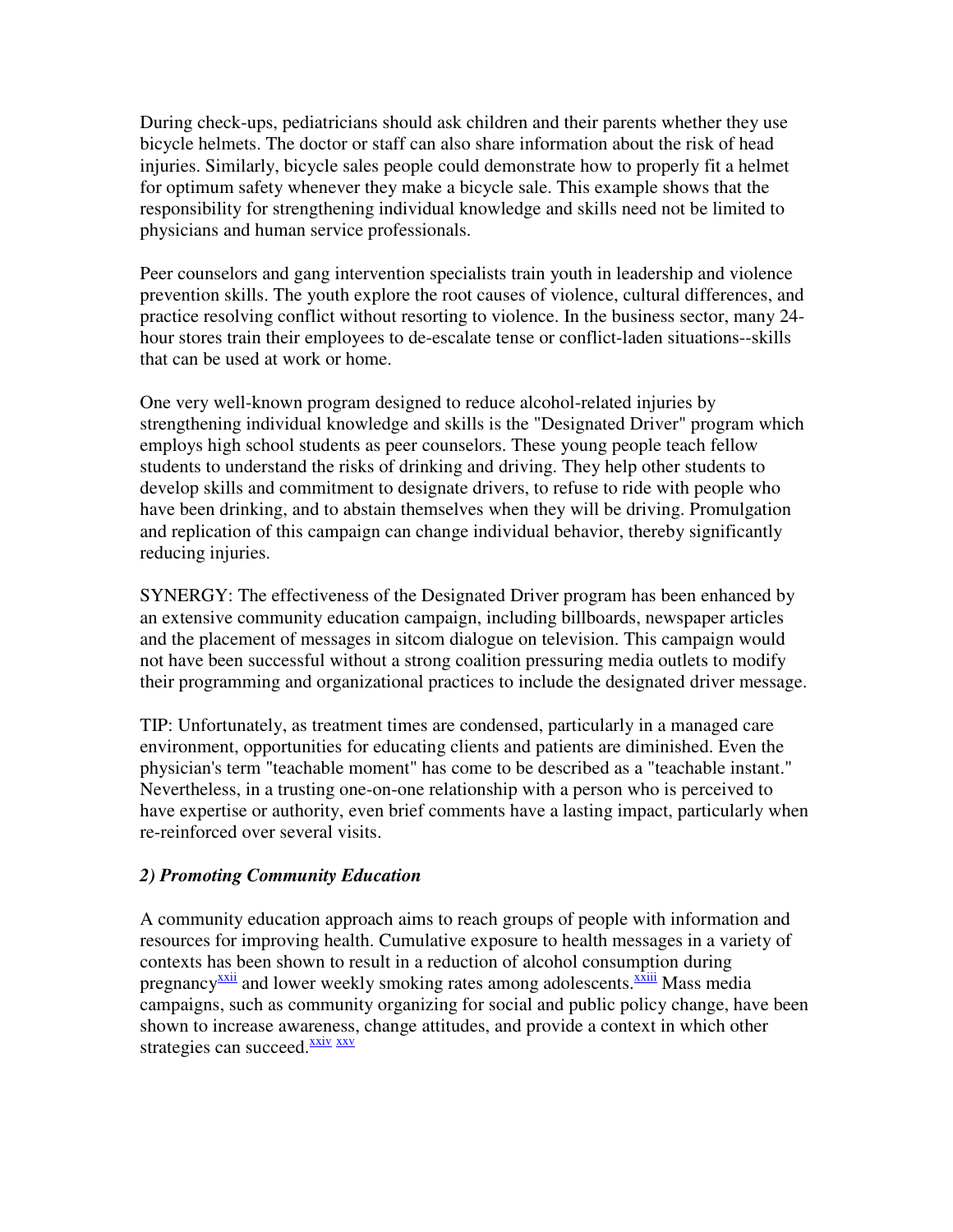During check-ups, pediatricians should ask children and their parents whether they use bicycle helmets. The doctor or staff can also share information about the risk of head injuries. Similarly, bicycle sales people could demonstrate how to properly fit a helmet for optimum safety whenever they make a bicycle sale. This example shows that the responsibility for strengthening individual knowledge and skills need not be limited to physicians and human service professionals.

Peer counselors and gang intervention specialists train youth in leadership and violence prevention skills. The youth explore the root causes of violence, cultural differences, and practice resolving conflict without resorting to violence. In the business sector, many 24-hour stores train their employees to de-escalate tense or conflict-laden situations--skills that can be used at work or home.

One very well-known program designed to reduce alcohol-related injuries by strengthening individual knowledge and skills is the "Designated Driver" program which employs high school students as peer counselors. These young people teach fellow students to understand the risks of drinking and driving. They help other students to develop skills and commitment to designate drivers, to refuse to ride with people who have been drinking, and to abstain themselves when they will be driving. Promulgation and replication of this campaign can change individual behavior, thereby significantly reducing injuries.

SYNERGY: The effectiveness of the Designated Driver program has been enhanced by an extensive community education campaign, including billboards, newspaper articles and the placement of messages in sitcom dialogue on television. This campaign would not have been successful without a strong coalition pressuring media outlets to modify their programming and organizational practices to include the designated driver message.

TIP: Unfortunately, as treatment times are condensed, particularly in a managed care environment, opportunities for educating clients and patients are diminished. Even the physician's term "teachable moment" has come to be described as a "teachable instant." Nevertheless, in a trusting one-on-one relationship with a person who is perceived to have expertise or authority, even brief comments have a lasting impact, particularly when re-reinforced over several visits.

### *2) Promoting Community Education*

A community education approach aims to reach groups of people with information and resources for improving health. Cumulative exposure to health messages in a variety of contexts has been shown to result in a reduction of alcohol consumption during pregnancy[xxii] and lower weekly smoking rates among adolescents.[xxiii] Mass media campaigns, such as community organizing for social and public policy change, have been shown to increase awareness, change attitudes, and provide a context in which other strategies can succeed.[xxiv] [xxv]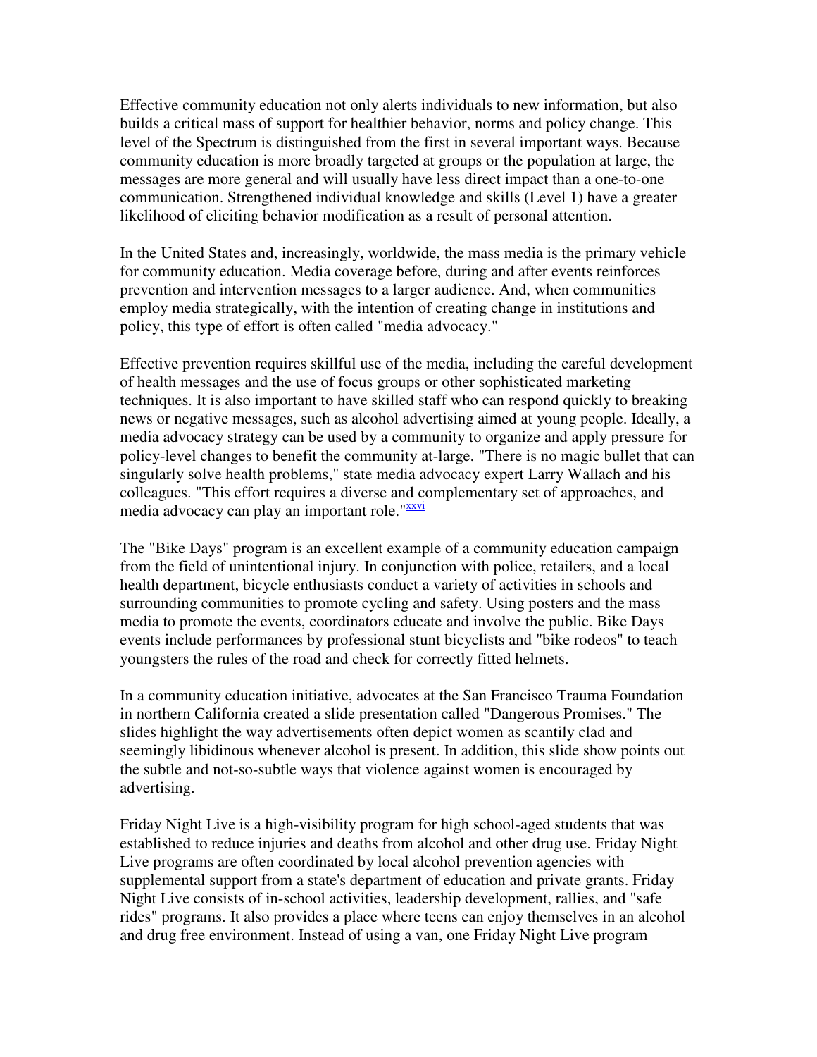Effective community education not only alerts individuals to new information, but also builds a critical mass of support for healthier behavior, norms and policy change. This level of the Spectrum is distinguished from the first in several important ways. Because community education is more broadly targeted at groups or the population at large, the messages are more general and will usually have less direct impact than a one-to-one communication. Strengthened individual knowledge and skills (Level 1) have a greater likelihood of eliciting behavior modification as a result of personal attention.

In the United States and, increasingly, worldwide, the mass media is the primary vehicle for community education. Media coverage before, during and after events reinforces prevention and intervention messages to a larger audience. And, when communities employ media strategically, with the intention of creating change in institutions and policy, this type of effort is often called "media advocacy."

Effective prevention requires skillful use of the media, including the careful development of health messages and the use of focus groups or other sophisticated marketing techniques. It is also important to have skilled staff who can respond quickly to breaking news or negative messages, such as alcohol advertising aimed at young people. Ideally, a media advocacy strategy can be used by a community to organize and apply pressure for policy-level changes to benefit the community at-large. "There is no magic bullet that can singularly solve health problems," state media advocacy expert Larry Wallach and his colleagues. "This effort requires a diverse and complementary set of approaches, and media advocacy can play an important role."[xxvi]

The "Bike Days" program is an excellent example of a community education campaign from the field of unintentional injury. In conjunction with police, retailers, and a local health department, bicycle enthusiasts conduct a variety of activities in schools and surrounding communities to promote cycling and safety. Using posters and the mass media to promote the events, coordinators educate and involve the public. Bike Days events include performances by professional stunt bicyclists and "bike rodeos" to teach youngsters the rules of the road and check for correctly fitted helmets.

In a community education initiative, advocates at the San Francisco Trauma Foundation in northern California created a slide presentation called "Dangerous Promises." The slides highlight the way advertisements often depict women as scantily clad and seemingly libidinous whenever alcohol is present. In addition, this slide show points out the subtle and not-so-subtle ways that violence against women is encouraged by advertising.

Friday Night Live is a high-visibility program for high school-aged students that was established to reduce injuries and deaths from alcohol and other drug use. Friday Night Live programs are often coordinated by local alcohol prevention agencies with supplemental support from a state's department of education and private grants. Friday Night Live consists of in-school activities, leadership development, rallies, and "safe rides" programs. It also provides a place where teens can enjoy themselves in an alcohol and drug free environment. Instead of using a van, one Friday Night Live program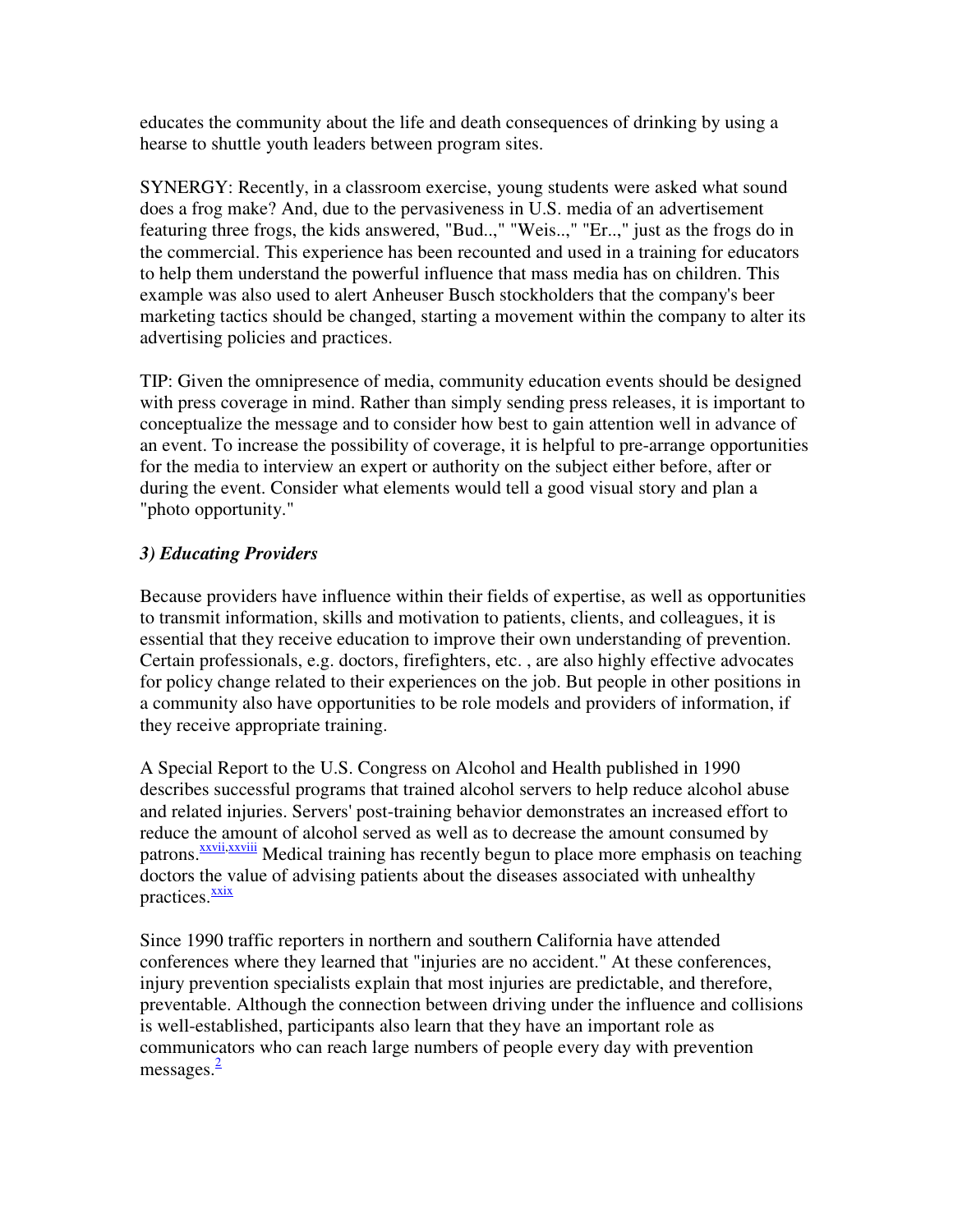educates the community about the life and death consequences of drinking by using a hearse to shuttle youth leaders between program sites.

SYNERGY: Recently, in a classroom exercise, young students were asked what sound does a frog make? And, due to the pervasiveness in U.S. media of an advertisement featuring three frogs, the kids answered, "Bud..," "Weis..," "Er..," just as the frogs do in the commercial. This experience has been recounted and used in a training for educators to help them understand the powerful influence that mass media has on children. This example was also used to alert Anheuser Busch stockholders that the company's beer marketing tactics should be changed, starting a movement within the company to alter its advertising policies and practices.

TIP: Given the omnipresence of media, community education events should be designed with press coverage in mind. Rather than simply sending press releases, it is important to conceptualize the message and to consider how best to gain attention well in advance of an event. To increase the possibility of coverage, it is helpful to pre-arrange opportunities for the media to interview an expert or authority on the subject either before, after or during the event. Consider what elements would tell a good visual story and plan a "photo opportunity."

### *3) Educating Providers*

Because providers have influence within their fields of expertise, as well as opportunities to transmit information, skills and motivation to patients, clients, and colleagues, it is essential that they receive education to improve their own understanding of prevention. Certain professionals, e.g. doctors, firefighters, etc. , are also highly effective advocates for policy change related to their experiences on the job. But people in other positions in a community also have opportunities to be role models and providers of information, if they receive appropriate training.

A Special Report to the U.S. Congress on Alcohol and Health published in 1990 describes successful programs that trained alcohol servers to help reduce alcohol abuse and related injuries. Servers' post-training behavior demonstrates an increased effort to reduce the amount of alcohol served as well as to decrease the amount consumed by patrons.[xxvii,xxviii] Medical training has recently begun to place more emphasis on teaching doctors the value of advising patients about the diseases associated with unhealthy practices.[xxix]

Since 1990 traffic reporters in northern and southern California have attended conferences where they learned that "injuries are no accident." At these conferences, injury prevention specialists explain that most injuries are predictable, and therefore, preventable. Although the connection between driving under the influence and collisions is well-established, participants also learn that they have an important role as communicators who can reach large numbers of people every day with prevention messages.[2]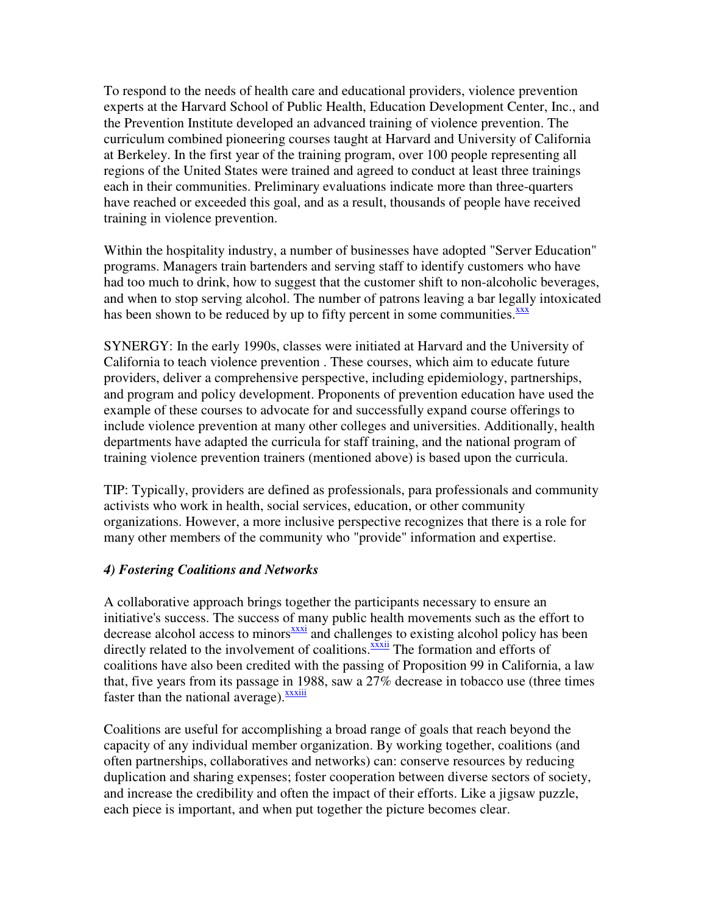To respond to the needs of health care and educational providers, violence prevention experts at the Harvard School of Public Health, Education Development Center, Inc., and the Prevention Institute developed an advanced training of violence prevention. The curriculum combined pioneering courses taught at Harvard and University of California at Berkeley. In the first year of the training program, over 100 people representing all regions of the United States were trained and agreed to conduct at least three trainings each in their communities. Preliminary evaluations indicate more than three-quarters have reached or exceeded this goal, and as a result, thousands of people have received training in violence prevention.

Within the hospitality industry, a number of businesses have adopted "Server Education" programs. Managers train bartenders and serving staff to identify customers who have had too much to drink, how to suggest that the customer shift to non-alcoholic beverages, and when to stop serving alcohol. The number of patrons leaving a bar legally intoxicated has been shown to be reduced by up to fifty percent in some communities.[xxx]

SYNERGY: In the early 1990s, classes were initiated at Harvard and the University of California to teach violence prevention . These courses, which aim to educate future providers, deliver a comprehensive perspective, including epidemiology, partnerships, and program and policy development. Proponents of prevention education have used the example of these courses to advocate for and successfully expand course offerings to include violence prevention at many other colleges and universities. Additionally, health departments have adapted the curricula for staff training, and the national program of training violence prevention trainers (mentioned above) is based upon the curricula.

TIP: Typically, providers are defined as professionals, para professionals and community activists who work in health, social services, education, or other community organizations. However, a more inclusive perspective recognizes that there is a role for many other members of the community who "provide" information and expertise.

### *4) Fostering Coalitions and Networks*

A collaborative approach brings together the participants necessary to ensure an initiative's success. The success of many public health movements such as the effort to decrease alcohol access to minors[xxxi] and challenges to existing alcohol policy has been directly related to the involvement of coalitions.[xxxii] The formation and efforts of coalitions have also been credited with the passing of Proposition 99 in California, a law that, five years from its passage in 1988, saw a 27% decrease in tobacco use (three times faster than the national average).[xxxiii]

Coalitions are useful for accomplishing a broad range of goals that reach beyond the capacity of any individual member organization. By working together, coalitions (and often partnerships, collaboratives and networks) can: conserve resources by reducing duplication and sharing expenses; foster cooperation between diverse sectors of society, and increase the credibility and often the impact of their efforts. Like a jigsaw puzzle, each piece is important, and when put together the picture becomes clear.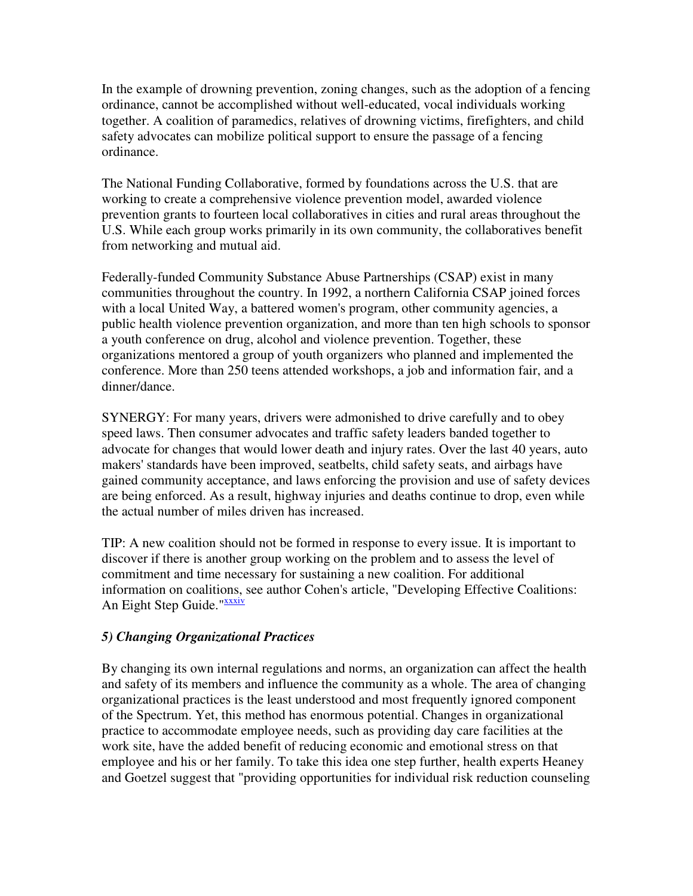In the example of drowning prevention, zoning changes, such as the adoption of a fencing ordinance, cannot be accomplished without well-educated, vocal individuals working together. A coalition of paramedics, relatives of drowning victims, firefighters, and child safety advocates can mobilize political support to ensure the passage of a fencing ordinance.

The National Funding Collaborative, formed by foundations across the U.S. that are working to create a comprehensive violence prevention model, awarded violence prevention grants to fourteen local collaboratives in cities and rural areas throughout the U.S. While each group works primarily in its own community, the collaboratives benefit from networking and mutual aid.

Federally-funded Community Substance Abuse Partnerships (CSAP) exist in many communities throughout the country. In 1992, a northern California CSAP joined forces with a local United Way, a battered women's program, other community agencies, a public health violence prevention organization, and more than ten high schools to sponsor a youth conference on drug, alcohol and violence prevention. Together, these organizations mentored a group of youth organizers who planned and implemented the conference. More than 250 teens attended workshops, a job and information fair, and a dinner/dance.

SYNERGY: For many years, drivers were admonished to drive carefully and to obey speed laws. Then consumer advocates and traffic safety leaders banded together to advocate for changes that would lower death and injury rates. Over the last 40 years, auto makers' standards have been improved, seatbelts, child safety seats, and airbags have gained community acceptance, and laws enforcing the provision and use of safety devices are being enforced. As a result, highway injuries and deaths continue to drop, even while the actual number of miles driven has increased.

TIP: A new coalition should not be formed in response to every issue. It is important to discover if there is another group working on the problem and to assess the level of commitment and time necessary for sustaining a new coalition. For additional information on coalitions, see author Cohen's article, "Developing Effective Coalitions: An Eight Step Guide."[xxxiv]

### *5) Changing Organizational Practices*

By changing its own internal regulations and norms, an organization can affect the health and safety of its members and influence the community as a whole. The area of changing organizational practices is the least understood and most frequently ignored component of the Spectrum. Yet, this method has enormous potential. Changes in organizational practice to accommodate employee needs, such as providing day care facilities at the work site, have the added benefit of reducing economic and emotional stress on that employee and his or her family. To take this idea one step further, health experts Heaney and Goetzel suggest that "providing opportunities for individual risk reduction counseling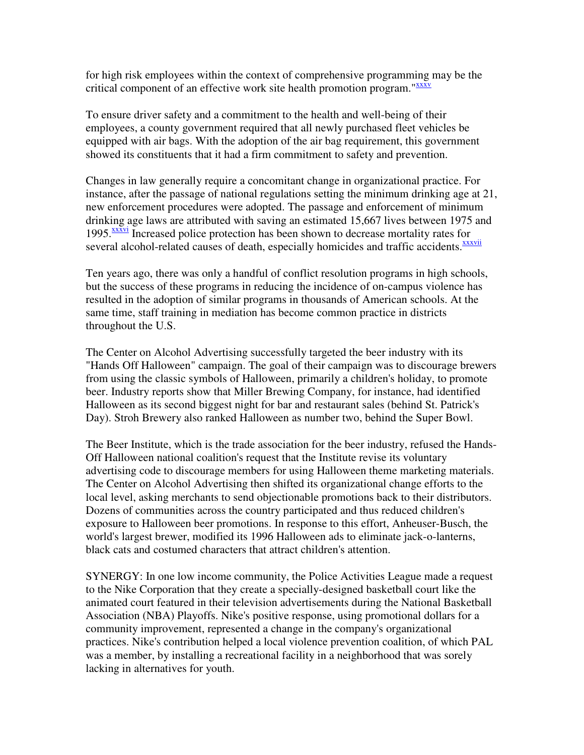for high risk employees within the context of comprehensive programming may be the critical component of an effective work site health promotion program."[xxxv]

To ensure driver safety and a commitment to the health and well-being of their employees, a county government required that all newly purchased fleet vehicles be equipped with air bags. With the adoption of the air bag requirement, this government showed its constituents that it had a firm commitment to safety and prevention.

Changes in law generally require a concomitant change in organizational practice. For instance, after the passage of national regulations setting the minimum drinking age at 21, new enforcement procedures were adopted. The passage and enforcement of minimum drinking age laws are attributed with saving an estimated 15,667 lives between 1975 and 1995.[xxxvi] Increased police protection has been shown to decrease mortality rates for several alcohol-related causes of death, especially homicides and traffic accidents.[xxxvii]

Ten years ago, there was only a handful of conflict resolution programs in high schools, but the success of these programs in reducing the incidence of on-campus violence has resulted in the adoption of similar programs in thousands of American schools. At the same time, staff training in mediation has become common practice in districts throughout the U.S.

The Center on Alcohol Advertising successfully targeted the beer industry with its "Hands Off Halloween" campaign. The goal of their campaign was to discourage brewers from using the classic symbols of Halloween, primarily a children's holiday, to promote beer. Industry reports show that Miller Brewing Company, for instance, had identified Halloween as its second biggest night for bar and restaurant sales (behind St. Patrick's Day). Stroh Brewery also ranked Halloween as number two, behind the Super Bowl.

The Beer Institute, which is the trade association for the beer industry, refused the Hands-Off Halloween national coalition's request that the Institute revise its voluntary advertising code to discourage members for using Halloween theme marketing materials. The Center on Alcohol Advertising then shifted its organizational change efforts to the local level, asking merchants to send objectionable promotions back to their distributors. Dozens of communities across the country participated and thus reduced children's exposure to Halloween beer promotions. In response to this effort, Anheuser-Busch, the world's largest brewer, modified its 1996 Halloween ads to eliminate jack-o-lanterns, black cats and costumed characters that attract children's attention.

SYNERGY: In one low income community, the Police Activities League made a request to the Nike Corporation that they create a specially-designed basketball court like the animated court featured in their television advertisements during the National Basketball Association (NBA) Playoffs. Nike's positive response, using promotional dollars for a community improvement, represented a change in the company's organizational practices. Nike's contribution helped a local violence prevention coalition, of which PAL was a member, by installing a recreational facility in a neighborhood that was sorely lacking in alternatives for youth.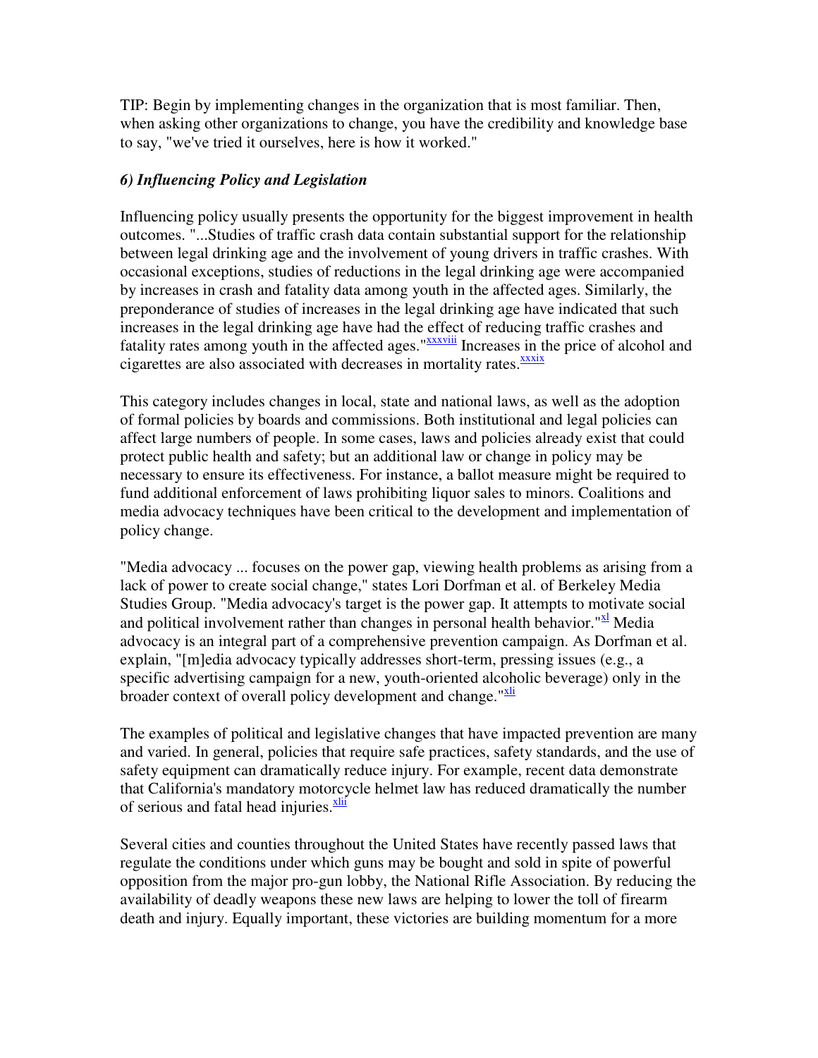TIP: Begin by implementing changes in the organization that is most familiar. Then, when asking other organizations to change, you have the credibility and knowledge base to say, "we've tried it ourselves, here is how it worked."

### *6) Influencing Policy and Legislation*

Influencing policy usually presents the opportunity for the biggest improvement in health outcomes. "...Studies of traffic crash data contain substantial support for the relationship between legal drinking age and the involvement of young drivers in traffic crashes. With occasional exceptions, studies of reductions in the legal drinking age were accompanied by increases in crash and fatality data among youth in the affected ages. Similarly, the preponderance of studies of increases in the legal drinking age have indicated that such increases in the legal drinking age have had the effect of reducing traffic crashes and fatality rates among youth in the affected ages."[xxxviii] Increases in the price of alcohol and cigarettes are also associated with decreases in mortality rates.[xxxix]

This category includes changes in local, state and national laws, as well as the adoption of formal policies by boards and commissions. Both institutional and legal policies can affect large numbers of people. In some cases, laws and policies already exist that could protect public health and safety; but an additional law or change in policy may be necessary to ensure its effectiveness. For instance, a ballot measure might be required to fund additional enforcement of laws prohibiting liquor sales to minors. Coalitions and media advocacy techniques have been critical to the development and implementation of policy change.

"Media advocacy ... focuses on the power gap, viewing health problems as arising from a lack of power to create social change," states Lori Dorfman et al. of Berkeley Media Studies Group. "Media advocacy's target is the power gap. It attempts to motivate social and political involvement rather than changes in personal health behavior."[xl] Media advocacy is an integral part of a comprehensive prevention campaign. As Dorfman et al. explain, "[m]edia advocacy typically addresses short-term, pressing issues (e.g., a specific advertising campaign for a new, youth-oriented alcoholic beverage) only in the broader context of overall policy development and change."[xli]

The examples of political and legislative changes that have impacted prevention are many and varied. In general, policies that require safe practices, safety standards, and the use of safety equipment can dramatically reduce injury. For example, recent data demonstrate that California's mandatory motorcycle helmet law has reduced dramatically the number of serious and fatal head injuries.[xlii]

Several cities and counties throughout the United States have recently passed laws that regulate the conditions under which guns may be bought and sold in spite of powerful opposition from the major pro-gun lobby, the National Rifle Association. By reducing the availability of deadly weapons these new laws are helping to lower the toll of firearm death and injury. Equally important, these victories are building momentum for a more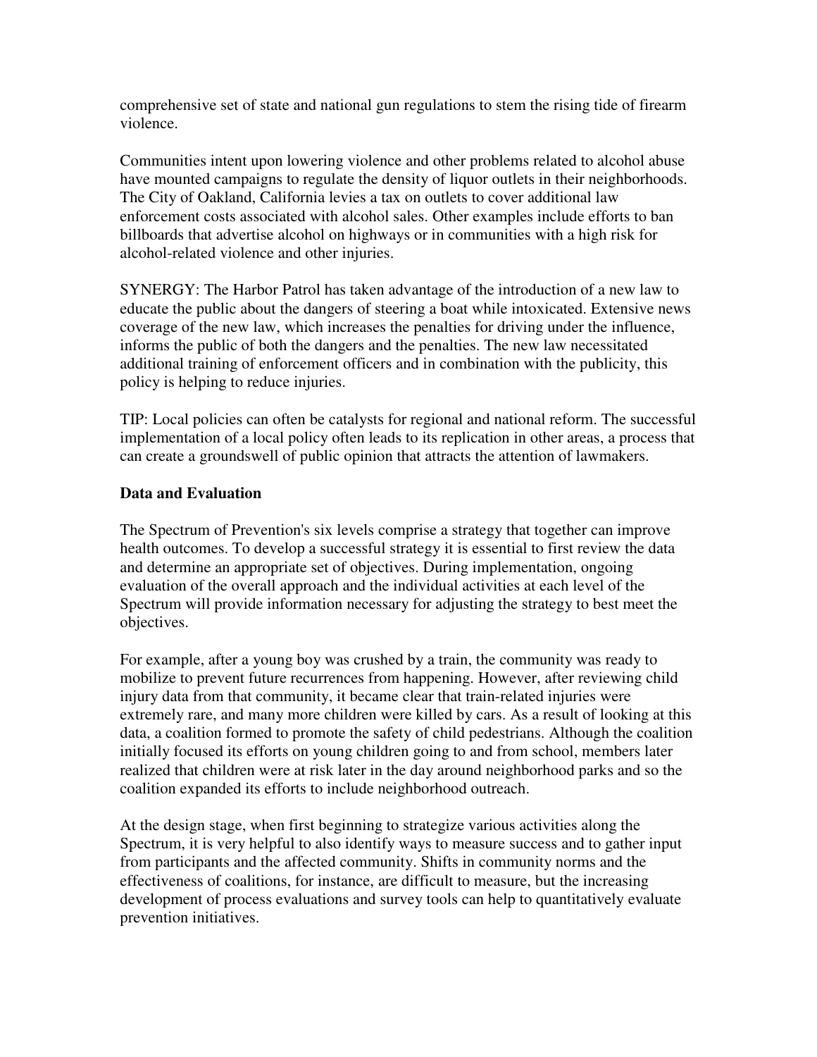comprehensive set of state and national gun regulations to stem the rising tide of firearm violence.

Communities intent upon lowering violence and other problems related to alcohol abuse have mounted campaigns to regulate the density of liquor outlets in their neighborhoods. The City of Oakland, California levies a tax on outlets to cover additional law enforcement costs associated with alcohol sales. Other examples include efforts to ban billboards that advertise alcohol on highways or in communities with a high risk for alcohol-related violence and other injuries.

SYNERGY: The Harbor Patrol has taken advantage of the introduction of a new law to educate the public about the dangers of steering a boat while intoxicated. Extensive news coverage of the new law, which increases the penalties for driving under the influence, informs the public of both the dangers and the penalties. The new law necessitated additional training of enforcement officers and in combination with the publicity, this policy is helping to reduce injuries.

TIP: Local policies can often be catalysts for regional and national reform. The successful implementation of a local policy often leads to its replication in other areas, a process that can create a groundswell of public opinion that attracts the attention of lawmakers.

**Data and Evaluation**

The Spectrum of Prevention's six levels comprise a strategy that together can improve health outcomes. To develop a successful strategy it is essential to first review the data and determine an appropriate set of objectives. During implementation, ongoing evaluation of the overall approach and the individual activities at each level of the Spectrum will provide information necessary for adjusting the strategy to best meet the objectives.

For example, after a young boy was crushed by a train, the community was ready to mobilize to prevent future recurrences from happening. However, after reviewing child injury data from that community, it became clear that train-related injuries were extremely rare, and many more children were killed by cars. As a result of looking at this data, a coalition formed to promote the safety of child pedestrians. Although the coalition initially focused its efforts on young children going to and from school, members later realized that children were at risk later in the day around neighborhood parks and so the coalition expanded its efforts to include neighborhood outreach.

At the design stage, when first beginning to strategize various activities along the Spectrum, it is very helpful to also identify ways to measure success and to gather input from participants and the affected community. Shifts in community norms and the effectiveness of coalitions, for instance, are difficult to measure, but the increasing development of process evaluations and survey tools can help to quantitatively evaluate prevention initiatives.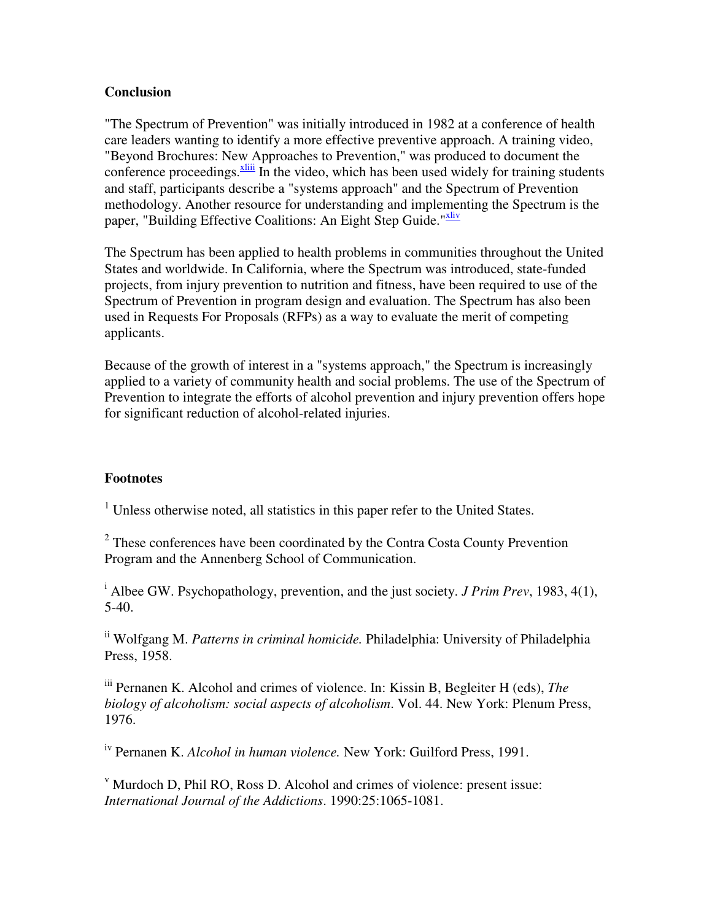## Conclusion

"The Spectrum of Prevention" was initially introduced in 1982 at a conference of health care leaders wanting to identify a more effective preventive approach. A training video, "Beyond Brochures: New Approaches to Prevention," was produced to document the conference proceedings.[xliii] In the video, which has been used widely for training students and staff, participants describe a "systems approach" and the Spectrum of Prevention methodology. Another resource for understanding and implementing the Spectrum is the paper, "Building Effective Coalitions: An Eight Step Guide."[xliv]

The Spectrum has been applied to health problems in communities throughout the United States and worldwide. In California, where the Spectrum was introduced, state-funded projects, from injury prevention to nutrition and fitness, have been required to use of the Spectrum of Prevention in program design and evaluation. The Spectrum has also been used in Requests For Proposals (RFPs) as a way to evaluate the merit of competing applicants.

Because of the growth of interest in a "systems approach," the Spectrum is increasingly applied to a variety of community health and social problems. The use of the Spectrum of Prevention to integrate the efforts of alcohol prevention and injury prevention offers hope for significant reduction of alcohol-related injuries.

## Footnotes

[1] Unless otherwise noted, all statistics in this paper refer to the United States.

[2] These conferences have been coordinated by the Contra Costa County Prevention Program and the Annenberg School of Communication.

[i] Albee GW. Psychopathology, prevention, and the just society. *J Prim Prev*, 1983, 4(1), 5-40.

[ii] Wolfgang M. *Patterns in criminal homicide.* Philadelphia: University of Philadelphia Press, 1958.

[iii] Pernanen K. Alcohol and crimes of violence. In: Kissin B, Begleiter H (eds), *The biology of alcoholism: social aspects of alcoholism*. Vol. 44. New York: Plenum Press, 1976.

[iv] Pernanen K. *Alcohol in human violence.* New York: Guilford Press, 1991.

[v] Murdoch D, Phil RO, Ross D. Alcohol and crimes of violence: present issue: *International Journal of the Addictions*. 1990:25:1065-1081.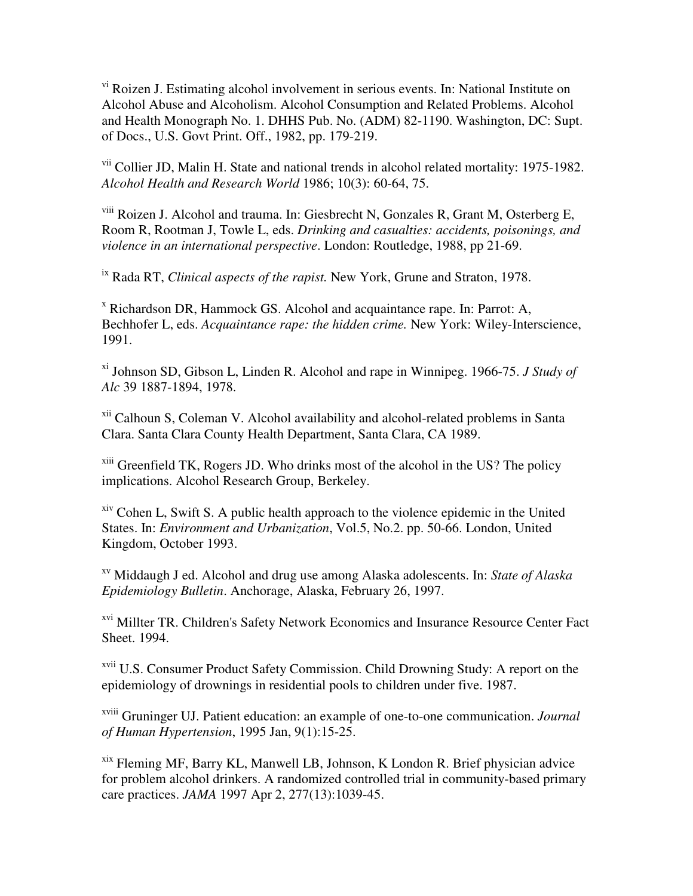[vi] Roizen J. Estimating alcohol involvement in serious events. In: National Institute on Alcohol Abuse and Alcoholism. Alcohol Consumption and Related Problems. Alcohol and Health Monograph No. 1. DHHS Pub. No. (ADM) 82-1190. Washington, DC: Supt. of Docs., U.S. Govt Print. Off., 1982, pp. 179-219.

[vii] Collier JD, Malin H. State and national trends in alcohol related mortality: 1975-1982. *Alcohol Health and Research World* 1986; 10(3): 60-64, 75.

[viii] Roizen J. Alcohol and trauma. In: Giesbrecht N, Gonzales R, Grant M, Osterberg E, Room R, Rootman J, Towle L, eds. *Drinking and casualties: accidents, poisonings, and violence in an international perspective*. London: Routledge, 1988, pp 21-69.

[ix] Rada RT, *Clinical aspects of the rapist.* New York, Grune and Straton, 1978.

[x] Richardson DR, Hammock GS. Alcohol and acquaintance rape. In: Parrot: A, Bechhofer L, eds. *Acquaintance rape: the hidden crime.* New York: Wiley-Interscience, 1991.

[xi] Johnson SD, Gibson L, Linden R. Alcohol and rape in Winnipeg. 1966-75. *J Study of Alc* 39 1887-1894, 1978.

[xii] Calhoun S, Coleman V. Alcohol availability and alcohol-related problems in Santa Clara. Santa Clara County Health Department, Santa Clara, CA 1989.

[xiii] Greenfield TK, Rogers JD. Who drinks most of the alcohol in the US? The policy implications. Alcohol Research Group, Berkeley.

[xiv] Cohen L, Swift S. A public health approach to the violence epidemic in the United States. In: *Environment and Urbanization*, Vol.5, No.2. pp. 50-66. London, United Kingdom, October 1993.

[xv] Middaugh J ed. Alcohol and drug use among Alaska adolescents. In: *State of Alaska Epidemiology Bulletin*. Anchorage, Alaska, February 26, 1997.

[xvi] Millter TR. Children's Safety Network Economics and Insurance Resource Center Fact Sheet. 1994.

[xvii] U.S. Consumer Product Safety Commission. Child Drowning Study: A report on the epidemiology of drownings in residential pools to children under five. 1987.

[xviii] Gruninger UJ. Patient education: an example of one-to-one communication. *Journal of Human Hypertension*, 1995 Jan, 9(1):15-25.

[xix] Fleming MF, Barry KL, Manwell LB, Johnson, K London R. Brief physician advice for problem alcohol drinkers. A randomized controlled trial in community-based primary care practices. *JAMA* 1997 Apr 2, 277(13):1039-45.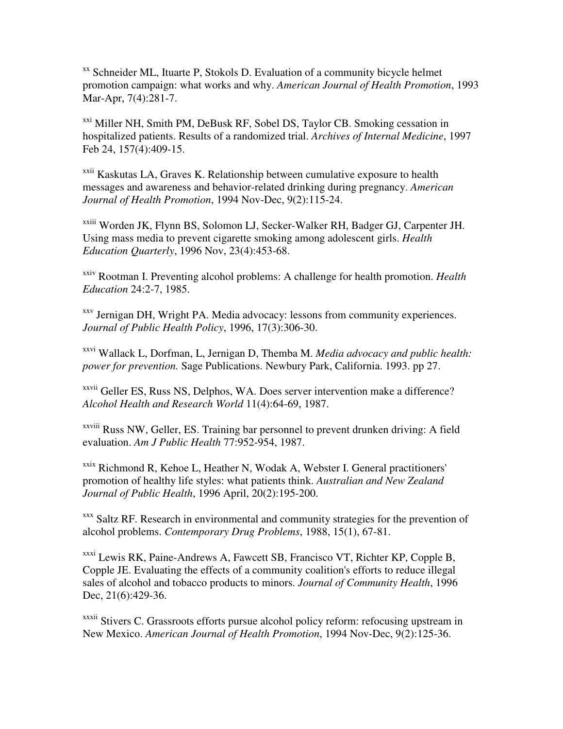[xx] Schneider ML, Ituarte P, Stokols D. Evaluation of a community bicycle helmet promotion campaign: what works and why. *American Journal of Health Promotion*, 1993 Mar-Apr, 7(4):281-7.

[xxi] Miller NH, Smith PM, DeBusk RF, Sobel DS, Taylor CB. Smoking cessation in hospitalized patients. Results of a randomized trial. *Archives of Internal Medicine*, 1997 Feb 24, 157(4):409-15.

[xxii] Kaskutas LA, Graves K. Relationship between cumulative exposure to health messages and awareness and behavior-related drinking during pregnancy. *American Journal of Health Promotion*, 1994 Nov-Dec, 9(2):115-24.

[xxiii] Worden JK, Flynn BS, Solomon LJ, Secker-Walker RH, Badger GJ, Carpenter JH. Using mass media to prevent cigarette smoking among adolescent girls. *Health Education Quarterly*, 1996 Nov, 23(4):453-68.

[xxiv] Rootman I. Preventing alcohol problems: A challenge for health promotion. *Health Education* 24:2-7, 1985.

[xxv] Jernigan DH, Wright PA. Media advocacy: lessons from community experiences. *Journal of Public Health Policy*, 1996, 17(3):306-30.

[xxvi] Wallack L, Dorfman, L, Jernigan D, Themba M. *Media advocacy and public health: power for prevention.* Sage Publications. Newbury Park, California. 1993. pp 27.

[xxvii] Geller ES, Russ NS, Delphos, WA. Does server intervention make a difference? *Alcohol Health and Research World* 11(4):64-69, 1987.

[xxviii] Russ NW, Geller, ES. Training bar personnel to prevent drunken driving: A field evaluation. *Am J Public Health* 77:952-954, 1987.

[xxix] Richmond R, Kehoe L, Heather N, Wodak A, Webster I. General practitioners' promotion of healthy life styles: what patients think. *Australian and New Zealand Journal of Public Health*, 1996 April, 20(2):195-200.

[xxx] Saltz RF. Research in environmental and community strategies for the prevention of alcohol problems. *Contemporary Drug Problems*, 1988, 15(1), 67-81.

[xxxi] Lewis RK, Paine-Andrews A, Fawcett SB, Francisco VT, Richter KP, Copple B, Copple JE. Evaluating the effects of a community coalition's efforts to reduce illegal sales of alcohol and tobacco products to minors. *Journal of Community Health*, 1996 Dec, 21(6):429-36.

[xxxii] Stivers C. Grassroots efforts pursue alcohol policy reform: refocusing upstream in New Mexico. *American Journal of Health Promotion*, 1994 Nov-Dec, 9(2):125-36.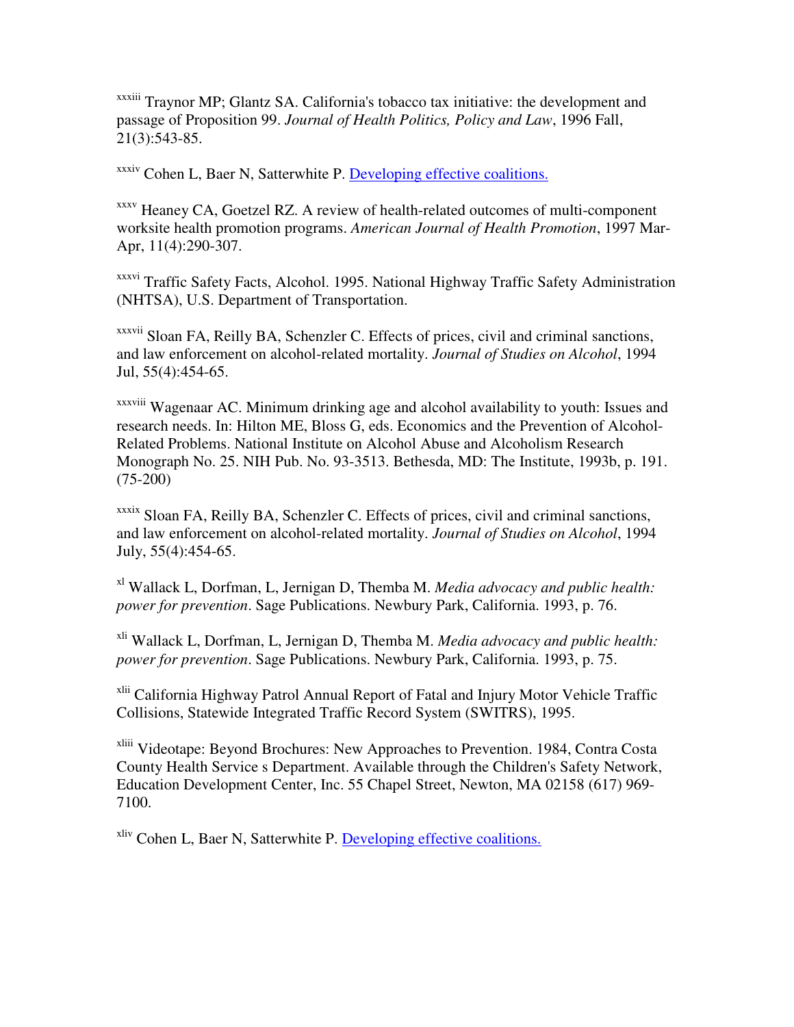[xxxiii] Traynor MP; Glantz SA. California's tobacco tax initiative: the development and passage of Proposition 99. *Journal of Health Politics, Policy and Law*, 1996 Fall, 21(3):543-85.

[xxxiv] Cohen L, Baer N, Satterwhite P. Developing effective coalitions.

[xxxv] Heaney CA, Goetzel RZ. A review of health-related outcomes of multi-component worksite health promotion programs. *American Journal of Health Promotion*, 1997 Mar-Apr, 11(4):290-307.

[xxxvi] Traffic Safety Facts, Alcohol. 1995. National Highway Traffic Safety Administration (NHTSA), U.S. Department of Transportation.

[xxxvii] Sloan FA, Reilly BA, Schenzler C. Effects of prices, civil and criminal sanctions, and law enforcement on alcohol-related mortality. *Journal of Studies on Alcohol*, 1994 Jul, 55(4):454-65.

[xxxviii] Wagenaar AC. Minimum drinking age and alcohol availability to youth: Issues and research needs. In: Hilton ME, Bloss G, eds. Economics and the Prevention of Alcohol-Related Problems. National Institute on Alcohol Abuse and Alcoholism Research Monograph No. 25. NIH Pub. No. 93-3513. Bethesda, MD: The Institute, 1993b, p. 191. (75-200)

[xxxix] Sloan FA, Reilly BA, Schenzler C. Effects of prices, civil and criminal sanctions, and law enforcement on alcohol-related mortality. *Journal of Studies on Alcohol*, 1994 July, 55(4):454-65.

[xl] Wallack L, Dorfman, L, Jernigan D, Themba M. *Media advocacy and public health: power for prevention*. Sage Publications. Newbury Park, California. 1993, p. 76.

[xli] Wallack L, Dorfman, L, Jernigan D, Themba M. *Media advocacy and public health: power for prevention*. Sage Publications. Newbury Park, California. 1993, p. 75.

[xlii] California Highway Patrol Annual Report of Fatal and Injury Motor Vehicle Traffic Collisions, Statewide Integrated Traffic Record System (SWITRS), 1995.

[xliii] Videotape: Beyond Brochures: New Approaches to Prevention. 1984, Contra Costa County Health Service s Department. Available through the Children's Safety Network, Education Development Center, Inc. 55 Chapel Street, Newton, MA 02158 (617) 969-7100.

[xliv] Cohen L, Baer N, Satterwhite P. Developing effective coalitions.